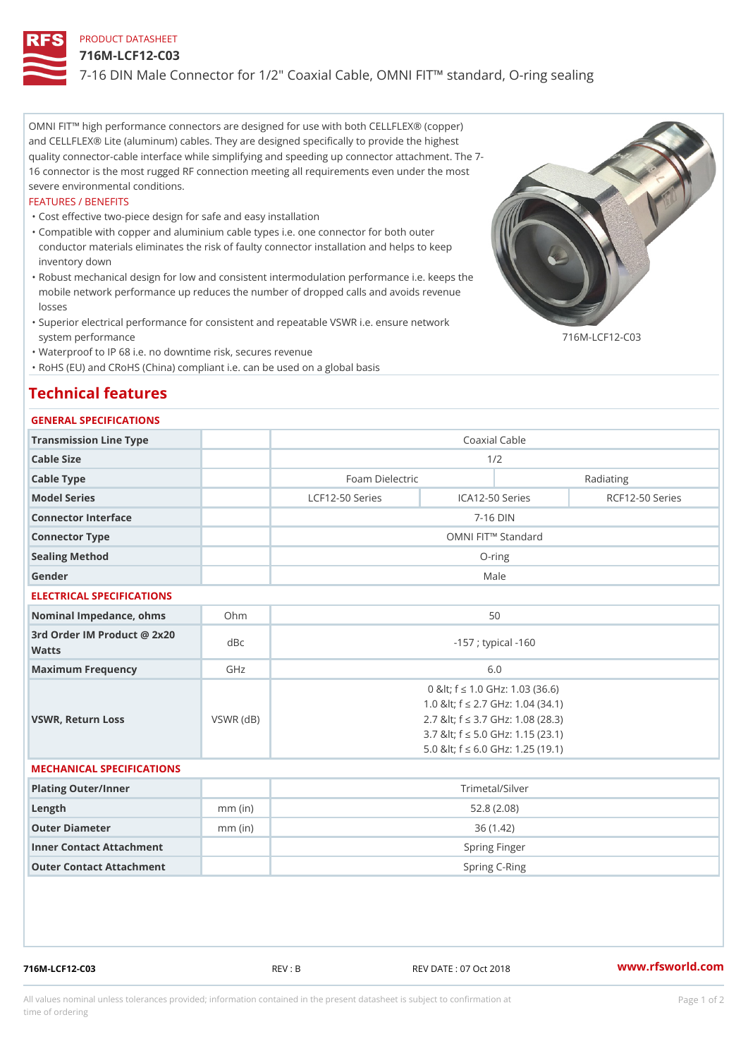PRODUCT DATASHEET

# 716M-LCF12-C03

7-16 DIN Male Connector for 1/2" Coaxial Cable, OMNI FIT™ standard, O-ring sealing

OMNI FIT™ high performance connectors are designed for use with both CELLFLEX® (copper) and CELLFLEX® Lite (aluminum) cables. They are designed specifically to provide the highest quality connector-cable interface while simplifying and speeding up connector attachment. The 7-16 connector is the most rugged RF connection meeting all requirements even under the most severe environmental conditions.

FEATURES / BENEFITS

- Cost effective two-piece design for safe and easy installation
- Compatible with copper and aluminium cable types i.e. one connector for both outer conductor materials eliminates the risk of faulty connector installation and helps to keep inventory down
- Robust mechanical design for low and consistent intermodulation performance i.e. keeps the mobile network performance up reduces the number of dropped calls and avoids revenue losses
- Superior electrical performance for consistent and repeatable VSWR i.e. ensure network system performance
- Waterproof to IP 68 i.e. no downtime risk, secures revenue
- RoHS (EU) and CRoHS (China) compliant i.e. can be used on a global basis

716M-LCF12-C03

## Technical features

### GENERAL SPECIFICATIONS

| | | | | |
|---|---|---|---|---|
| Transmission Line Type | | Coaxial Cable | | |
| Cable Size | | 1/2 | | |
| Cable Type | | Foam Dielectric | | Radiating |
| Model Series | | LCF12-50 Series | ICA12-50 Series | RCF12-50 Series |
| Connector Interface | | 7-16 DIN | | |
| Connector Type | | OMNI FIT™ Standard | | |
| Sealing Method | | O-ring | | |
| Gender | | Male | | |

### ELECTRICAL SPECIFICATIONS

| | | |
|---|---|---|
| Nominal Impedance, ohms | Ohm | 50 |
| 3rd Order IM Product @ 2x20 Watts | dBc | -157 ; typical -160 |
| Maximum Frequency | GHz | 6.0 |
| VSWR, Return Loss | VSWR (dB) | 0 &lt; f ≤ 1.0 GHz: 1.03 (36.6)<br>1.0 &lt; f ≤ 2.7 GHz: 1.04 (34.1)<br>2.7 &lt; f ≤ 3.7 GHz: 1.08 (28.3)<br>3.7 &lt; f ≤ 5.0 GHz: 1.15 (23.1)<br>5.0 &lt; f ≤ 6.0 GHz: 1.25 (19.1) |

### MECHANICAL SPECIFICATIONS

| | | |
|---|---|---|
| Plating Outer/Inner | | Trimetal/Silver |
| Length | mm (in) | 52.8 (2.08) |
| Outer Diameter | mm (in) | 36 (1.42) |
| Inner Contact Attachment | | Spring Finger |
| Outer Contact Attachment | | Spring C-Ring |

716M-LCF12-C03 REV : B REV DATE : 07 Oct 2018 www.rfsworld.com

All values nominal unless tolerances provided; information contained in the present datasheet is subject to confirmation at time of ordering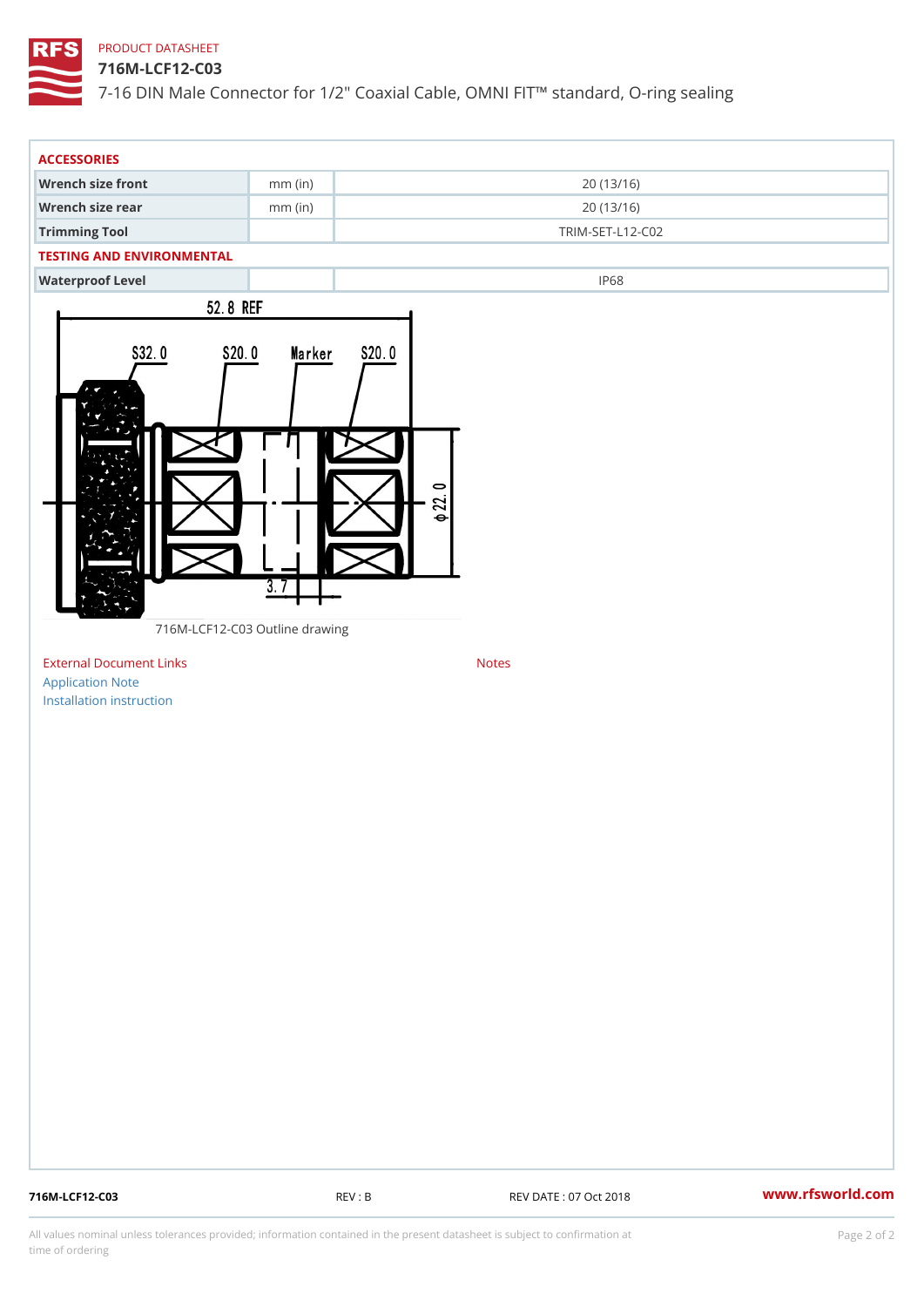PRODUCT DATASHEET

# 716M-LCF12-C03

7-16 DIN Male Connector for 1/2" Coaxial Cable, OMNI FIT™ standard, O-ring sealing

## ACCESSORIES

| | | |
|---|---|---|
| Wrench size front | mm (in) | 20 (13/16) |
| Wrench size rear | mm (in) | 20 (13/16) |
| Trimming Tool | | TRIM-SET-L12-C02 |

## TESTING AND ENVIRONMENTAL

| | | |
|---|---|---|
| Waterproof Level | | IP68 |

52.8 REF
S32.0
S20.0
Marker
S20.0
φ22.0
3.7

716M-LCF12-C03 Outline drawing

External Document Links

Application Note

Installation instruction

Notes

716M-LCF12-C03 REV : B REV DATE : 07 Oct 2018 www.rfsworld.com

All values nominal unless tolerances provided; information contained in the present datasheet is subject to confirmation at time of ordering